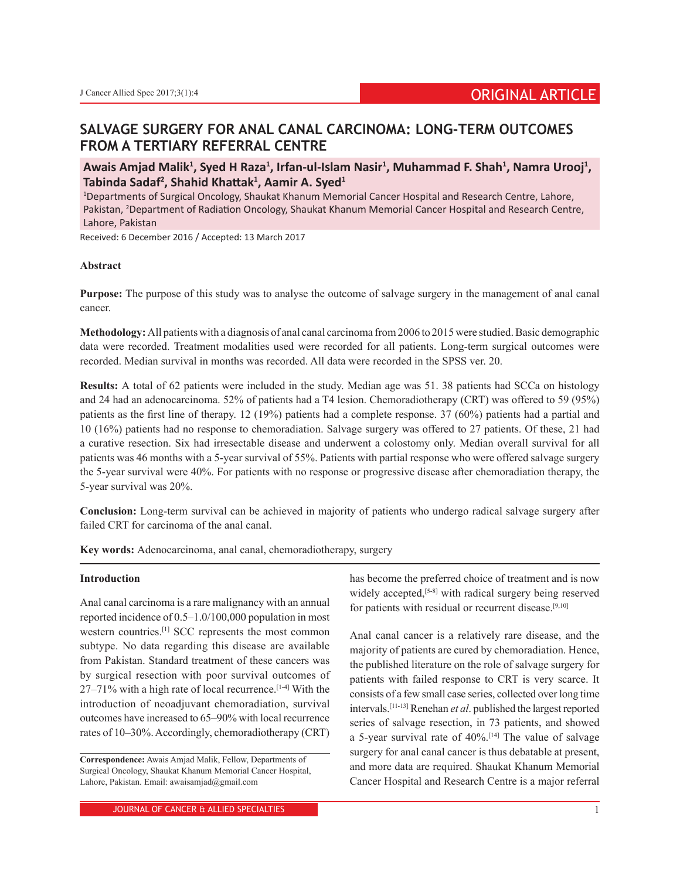ORIGINAL ARTICLE

# SALVAGE SURGERY FOR ANAL CANAL CARCINOMA: LONG-TERM OUTCOMES FROM A TERTIARY REFERRAL CENTRE

**Awais Amjad Malik[1], Syed H Raza[1], Irfan-ul-Islam Nasir[1], Muhammad F. Shah[1], Namra Urooj[1], Tabinda Sadaf[2], Shahid Khattak[1], Aamir A. Syed[1]**

[1]Departments of Surgical Oncology, Shaukat Khanum Memorial Cancer Hospital and Research Centre, Lahore, Pakistan, [2]Department of Radiation Oncology, Shaukat Khanum Memorial Cancer Hospital and Research Centre, Lahore, Pakistan

Received: 6 December 2016 / Accepted: 13 March 2017

## Abstract

**Purpose:** The purpose of this study was to analyse the outcome of salvage surgery in the management of anal canal cancer.

**Methodology:** All patients with a diagnosis of anal canal carcinoma from 2006 to 2015 were studied. Basic demographic data were recorded. Treatment modalities used were recorded for all patients. Long-term surgical outcomes were recorded. Median survival in months was recorded. All data were recorded in the SPSS ver. 20.

**Results:** A total of 62 patients were included in the study. Median age was 51. 38 patients had SCCa on histology and 24 had an adenocarcinoma. 52% of patients had a T4 lesion. Chemoradiotherapy (CRT) was offered to 59 (95%) patients as the first line of therapy. 12 (19%) patients had a complete response. 37 (60%) patients had a partial and 10 (16%) patients had no response to chemoradiation. Salvage surgery was offered to 27 patients. Of these, 21 had a curative resection. Six had irresectable disease and underwent a colostomy only. Median overall survival for all patients was 46 months with a 5-year survival of 55%. Patients with partial response who were offered salvage surgery the 5-year survival were 40%. For patients with no response or progressive disease after chemoradiation therapy, the 5-year survival was 20%.

**Conclusion:** Long-term survival can be achieved in majority of patients who undergo radical salvage surgery after failed CRT for carcinoma of the anal canal.

**Key words:** Adenocarcinoma, anal canal, chemoradiotherapy, surgery

## Introduction

Anal canal carcinoma is a rare malignancy with an annual reported incidence of 0.5–1.0/100,000 population in most western countries.[1] SCC represents the most common subtype. No data regarding this disease are available from Pakistan. Standard treatment of these cancers was by surgical resection with poor survival outcomes of 27–71% with a high rate of local recurrence.[1-4] With the introduction of neoadjuvant chemoradiation, survival outcomes have increased to 65–90% with local recurrence rates of 10–30%. Accordingly, chemoradiotherapy (CRT) has become the preferred choice of treatment and is now widely accepted,[5-8] with radical surgery being reserved for patients with residual or recurrent disease.[9,10]

Anal canal cancer is a relatively rare disease, and the majority of patients are cured by chemoradiation. Hence, the published literature on the role of salvage surgery for patients with failed response to CRT is very scarce. It consists of a few small case series, collected over long time intervals.[11-13] Renehan *et al*. published the largest reported series of salvage resection, in 73 patients, and showed a 5-year survival rate of 40%.[14] The value of salvage surgery for anal canal cancer is thus debatable at present, and more data are required. Shaukat Khanum Memorial Cancer Hospital and Research Centre is a major referral

**Correspondence:** Awais Amjad Malik, Fellow, Departments of Surgical Oncology, Shaukat Khanum Memorial Cancer Hospital, Lahore, Pakistan. Email: awaisamjad@gmail.com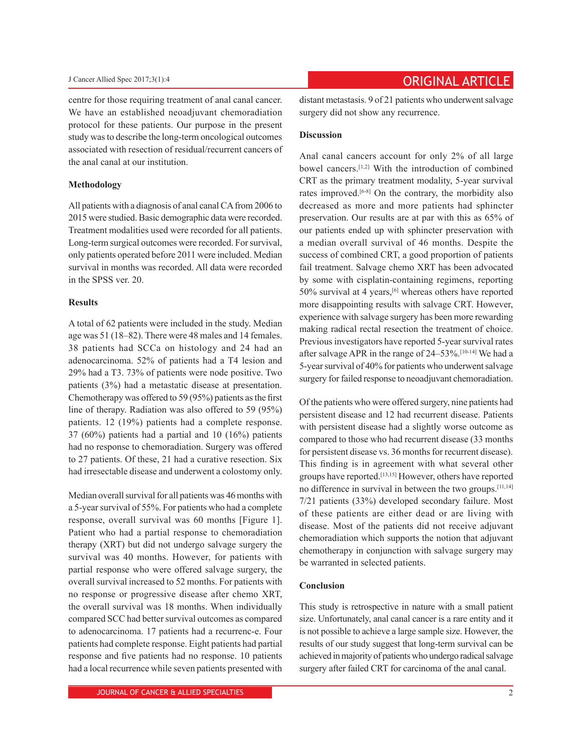centre for those requiring treatment of anal canal cancer. We have an established neoadjuvant chemoradiation protocol for these patients. Our purpose in the present study was to describe the long-term oncological outcomes associated with resection of residual/recurrent cancers of the anal canal at our institution.

## Methodology

All patients with a diagnosis of anal canal CA from 2006 to 2015 were studied. Basic demographic data were recorded. Treatment modalities used were recorded for all patients. Long-term surgical outcomes were recorded. For survival, only patients operated before 2011 were included. Median survival in months was recorded. All data were recorded in the SPSS ver. 20.

## Results

A total of 62 patients were included in the study. Median age was 51 (18–82). There were 48 males and 14 females. 38 patients had SCCa on histology and 24 had an adenocarcinoma. 52% of patients had a T4 lesion and 29% had a T3. 73% of patients were node positive. Two patients (3%) had a metastatic disease at presentation. Chemotherapy was offered to 59 (95%) patients as the first line of therapy. Radiation was also offered to 59 (95%) patients. 12 (19%) patients had a complete response. 37 (60%) patients had a partial and 10 (16%) patients had no response to chemoradiation. Surgery was offered to 27 patients. Of these, 21 had a curative resection. Six had irresectable disease and underwent a colostomy only.

Median overall survival for all patients was 46 months with a 5-year survival of 55%. For patients who had a complete response, overall survival was 60 months [Figure 1]. Patient who had a partial response to chemoradiation therapy (XRT) but did not undergo salvage surgery the survival was 40 months. However, for patients with partial response who were offered salvage surgery, the overall survival increased to 52 months. For patients with no response or progressive disease after chemo XRT, the overall survival was 18 months. When individually compared SCC had better survival outcomes as compared to adenocarcinoma. 17 patients had a recurrenc-e. Four patients had complete response. Eight patients had partial response and five patients had no response. 10 patients had a local recurrence while seven patients presented with distant metastasis. 9 of 21 patients who underwent salvage surgery did not show any recurrence.

## Discussion

Anal canal cancers account for only 2% of all large bowel cancers.[1,2] With the introduction of combined CRT as the primary treatment modality, 5-year survival rates improved.[6-8] On the contrary, the morbidity also decreased as more and more patients had sphincter preservation. Our results are at par with this as 65% of our patients ended up with sphincter preservation with a median overall survival of 46 months. Despite the success of combined CRT, a good proportion of patients fail treatment. Salvage chemo XRT has been advocated by some with cisplatin-containing regimens, reporting 50% survival at 4 years,[6] whereas others have reported more disappointing results with salvage CRT. However, experience with salvage surgery has been more rewarding making radical rectal resection the treatment of choice. Previous investigators have reported 5-year survival rates after salvage APR in the range of 24–53%.[10-14] We had a 5-year survival of 40% for patients who underwent salvage surgery for failed response to neoadjuvant chemoradiation.

Of the patients who were offered surgery, nine patients had persistent disease and 12 had recurrent disease. Patients with persistent disease had a slightly worse outcome as compared to those who had recurrent disease (33 months for persistent disease vs. 36 months for recurrent disease). This finding is in agreement with what several other groups have reported.[13,15] However, others have reported no difference in survival in between the two groups.[11,14] 7/21 patients (33%) developed secondary failure. Most of these patients are either dead or are living with disease. Most of the patients did not receive adjuvant chemoradiation which supports the notion that adjuvant chemotherapy in conjunction with salvage surgery may be warranted in selected patients.

## Conclusion

This study is retrospective in nature with a small patient size. Unfortunately, anal canal cancer is a rare entity and it is not possible to achieve a large sample size. However, the results of our study suggest that long-term survival can be achieved in majority of patients who undergo radical salvage surgery after failed CRT for carcinoma of the anal canal.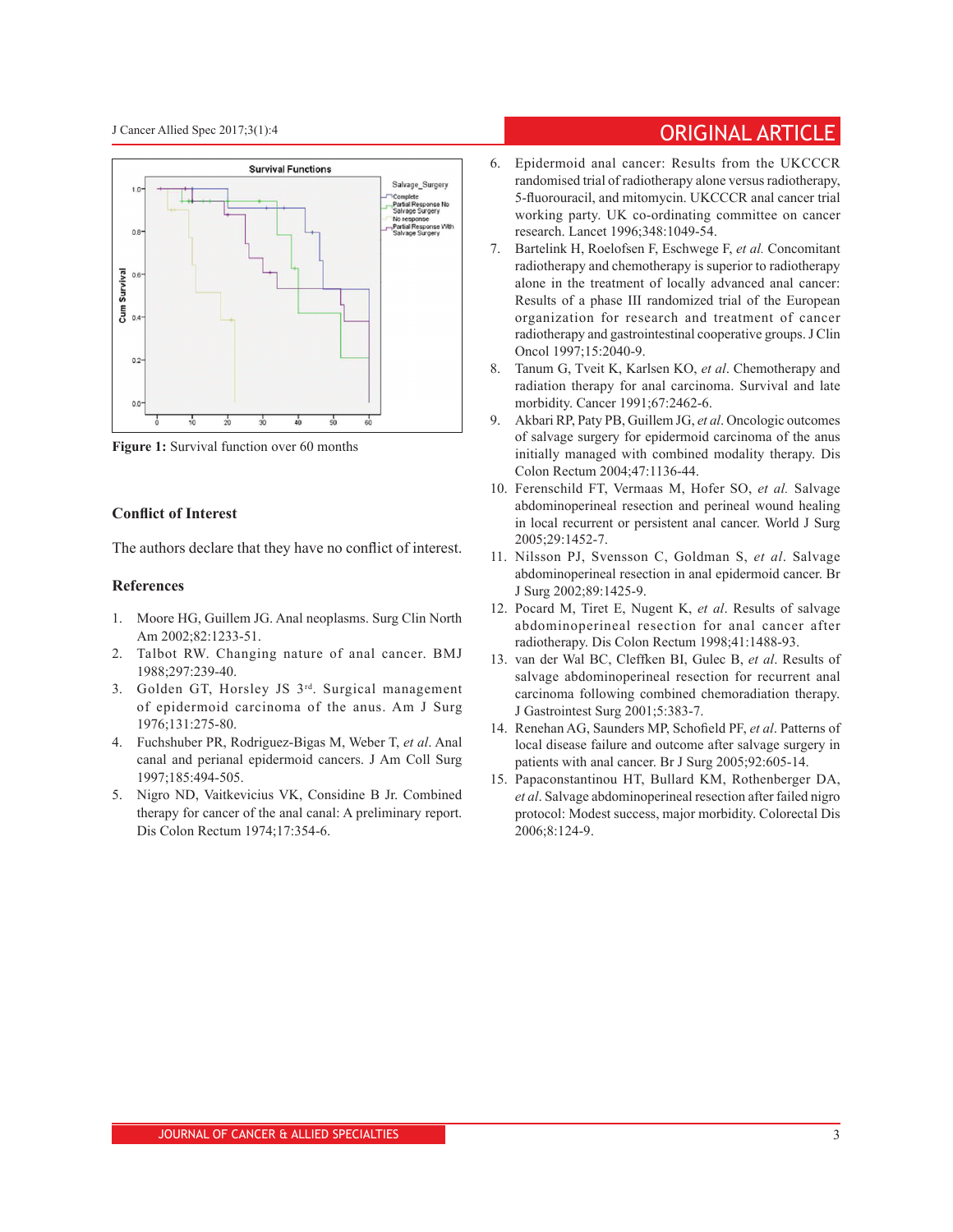Survival Functions

Salvage_Surgery

Complete

Partial Response No Salvage Surgery

No response

Partial Response With Salvage Surgery

Cum Survival

1.0

0.8

0.6

0.4

0.2

0.0

0

10

20

30

40

50

60

Figure 1: Survival function over 60 months

## Conflict of Interest

The authors declare that they have no conflict of interest.

## References

1. Moore HG, Guillem JG. Anal neoplasms. Surg Clin North Am 2002;82:1233-51.
2. Talbot RW. Changing nature of anal cancer. BMJ 1988;297:239-40.
3. Golden GT, Horsley JS 3rd. Surgical management of epidermoid carcinoma of the anus. Am J Surg 1976;131:275-80.
4. Fuchshuber PR, Rodriguez-Bigas M, Weber T, *et al*. Anal canal and perianal epidermoid cancers. J Am Coll Surg 1997;185:494-505.
5. Nigro ND, Vaitkevicius VK, Considine B Jr. Combined therapy for cancer of the anal canal: A preliminary report. Dis Colon Rectum 1974;17:354-6.
6. Epidermoid anal cancer: Results from the UKCCCR randomised trial of radiotherapy alone versus radiotherapy, 5-fluorouracil, and mitomycin. UKCCCR anal cancer trial working party. UK co-ordinating committee on cancer research. Lancet 1996;348:1049-54.
7. Bartelink H, Roelofsen F, Eschwege F, *et al.* Concomitant radiotherapy and chemotherapy is superior to radiotherapy alone in the treatment of locally advanced anal cancer: Results of a phase III randomized trial of the European organization for research and treatment of cancer radiotherapy and gastrointestinal cooperative groups. J Clin Oncol 1997;15:2040-9.
8. Tanum G, Tveit K, Karlsen KO, *et al*. Chemotherapy and radiation therapy for anal carcinoma. Survival and late morbidity. Cancer 1991;67:2462-6.
9. Akbari RP, Paty PB, Guillem JG, *et al*. Oncologic outcomes of salvage surgery for epidermoid carcinoma of the anus initially managed with combined modality therapy. Dis Colon Rectum 2004;47:1136-44.
10. Ferenschild FT, Vermaas M, Hofer SO, *et al.* Salvage abdominoperineal resection and perineal wound healing in local recurrent or persistent anal cancer. World J Surg 2005;29:1452-7.
11. Nilsson PJ, Svensson C, Goldman S, *et al*. Salvage abdominoperineal resection in anal epidermoid cancer. Br J Surg 2002;89:1425-9.
12. Pocard M, Tiret E, Nugent K, *et al*. Results of salvage abdominoperineal resection for anal cancer after radiotherapy. Dis Colon Rectum 1998;41:1488-93.
13. van der Wal BC, Cleffken BI, Gulec B, *et al*. Results of salvage abdominoperineal resection for recurrent anal carcinoma following combined chemoradiation therapy. J Gastrointest Surg 2001;5:383-7.
14. Renehan AG, Saunders MP, Schofield PF, *et al*. Patterns of local disease failure and outcome after salvage surgery in patients with anal cancer. Br J Surg 2005;92:605-14.
15. Papaconstantinou HT, Bullard KM, Rothenberger DA, *et al*. Salvage abdominoperineal resection after failed nigro protocol: Modest success, major morbidity. Colorectal Dis 2006;8:124-9.